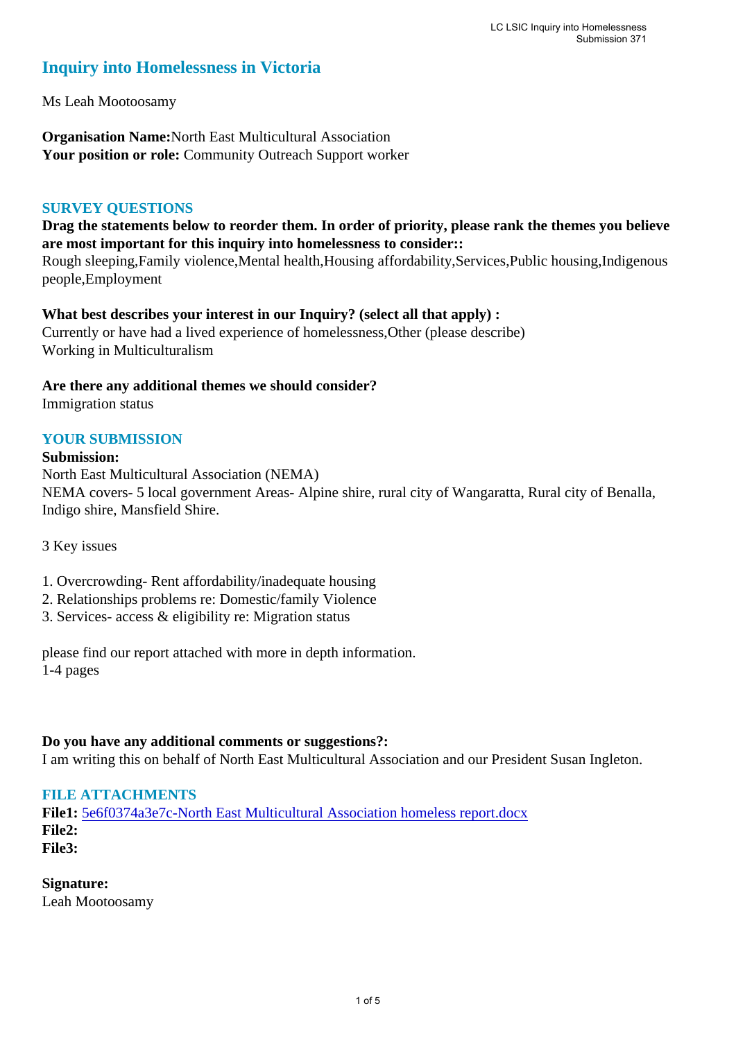# Inquiry into Homelessness in Victoria

Ms Leah Mootoosamy

**Organisation Name:** North East Multicultural Association
**Your position or role:** Community Outreach Support worker

## SURVEY QUESTIONS

**Drag the statements below to reorder them. In order of priority, please rank the themes you believe are most important for this inquiry into homelessness to consider::**
Rough sleeping,Family violence,Mental health,Housing affordability,Services,Public housing,Indigenous people,Employment

**What best describes your interest in our Inquiry? (select all that apply) :**
Currently or have had a lived experience of homelessness,Other (please describe)
Working in Multiculturalism

**Are there any additional themes we should consider?**
Immigration status

## YOUR SUBMISSION

**Submission:**
North East Multicultural Association (NEMA)
NEMA covers- 5 local government Areas- Alpine shire, rural city of Wangaratta, Rural city of Benalla, Indigo shire, Mansfield Shire.

3 Key issues

1. Overcrowding- Rent affordability/inadequate housing
2. Relationships problems re: Domestic/family Violence
3. Services- access & eligibility re: Migration status

please find our report attached with more in depth information.
1-4 pages

**Do you have any additional comments or suggestions?:**
I am writing this on behalf of North East Multicultural Association and our President Susan Ingleton.

## FILE ATTACHMENTS

**File1:** 5e6f0374a3e7c-North East Multicultural Association homeless report.docx
**File2:**
**File3:**

**Signature:**
Leah Mootoosamy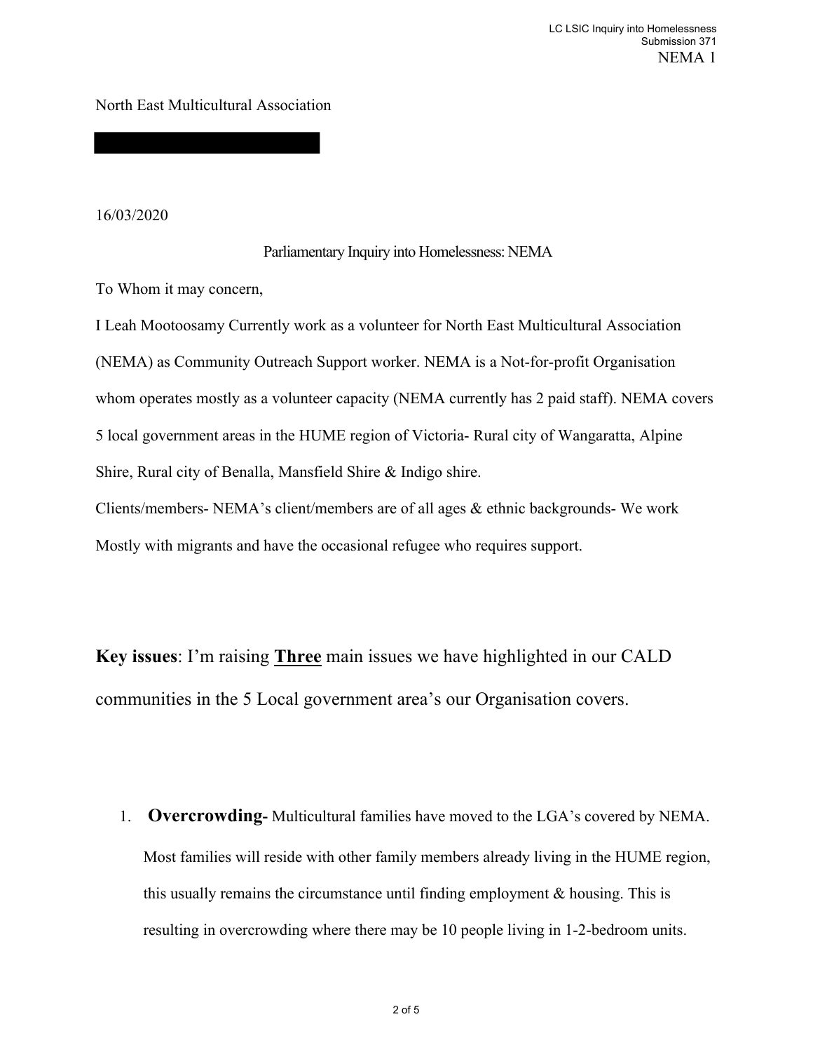North East Multicultural Association

16/03/2020

Parliamentary Inquiry into Homelessness: NEMA

To Whom it may concern,

I Leah Mootoosamy Currently work as a volunteer for North East Multicultural Association (NEMA) as Community Outreach Support worker. NEMA is a Not-for-profit Organisation whom operates mostly as a volunteer capacity (NEMA currently has 2 paid staff). NEMA covers 5 local government areas in the HUME region of Victoria- Rural city of Wangaratta, Alpine Shire, Rural city of Benalla, Mansfield Shire & Indigo shire.

Clients/members- NEMA's client/members are of all ages & ethnic backgrounds- We work Mostly with migrants and have the occasional refugee who requires support.

**Key issues**: I'm raising **<u>Three</u>** main issues we have highlighted in our CALD communities in the 5 Local government area's our Organisation covers.

1. **Overcrowding-** Multicultural families have moved to the LGA's covered by NEMA. Most families will reside with other family members already living in the HUME region, this usually remains the circumstance until finding employment & housing. This is resulting in overcrowding where there may be 10 people living in 1-2-bedroom units.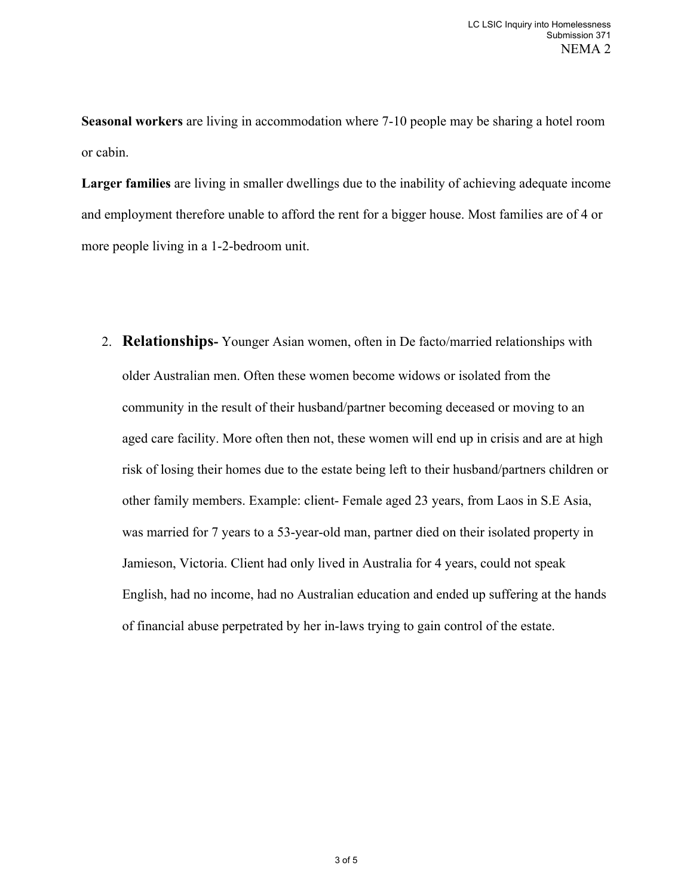**Seasonal workers** are living in accommodation where 7-10 people may be sharing a hotel room or cabin.

**Larger families** are living in smaller dwellings due to the inability of achieving adequate income and employment therefore unable to afford the rent for a bigger house. Most families are of 4 or more people living in a 1-2-bedroom unit.

2. **Relationships-** Younger Asian women, often in De facto/married relationships with older Australian men. Often these women become widows or isolated from the community in the result of their husband/partner becoming deceased or moving to an aged care facility. More often then not, these women will end up in crisis and are at high risk of losing their homes due to the estate being left to their husband/partners children or other family members. Example: client- Female aged 23 years, from Laos in S.E Asia, was married for 7 years to a 53-year-old man, partner died on their isolated property in Jamieson, Victoria. Client had only lived in Australia for 4 years, could not speak English, had no income, had no Australian education and ended up suffering at the hands of financial abuse perpetrated by her in-laws trying to gain control of the estate.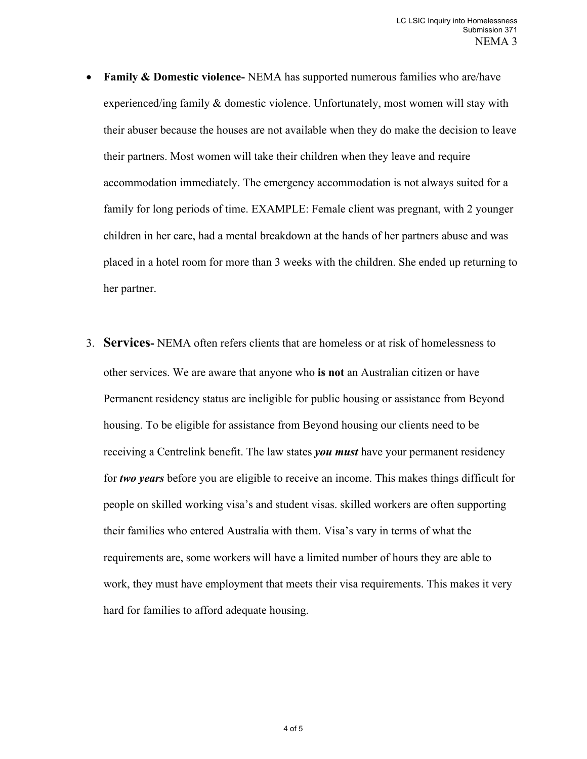- **Family & Domestic violence-** NEMA has supported numerous families who are/have experienced/ing family & domestic violence. Unfortunately, most women will stay with their abuser because the houses are not available when they do make the decision to leave their partners. Most women will take their children when they leave and require accommodation immediately. The emergency accommodation is not always suited for a family for long periods of time. EXAMPLE: Female client was pregnant, with 2 younger children in her care, had a mental breakdown at the hands of her partners abuse and was placed in a hotel room for more than 3 weeks with the children. She ended up returning to her partner.

3. **Services-** NEMA often refers clients that are homeless or at risk of homelessness to other services. We are aware that anyone who **is not** an Australian citizen or have Permanent residency status are ineligible for public housing or assistance from Beyond housing. To be eligible for assistance from Beyond housing our clients need to be receiving a Centrelink benefit. The law states ***you must*** have your permanent residency for ***two years*** before you are eligible to receive an income. This makes things difficult for people on skilled working visa's and student visas. skilled workers are often supporting their families who entered Australia with them. Visa's vary in terms of what the requirements are, some workers will have a limited number of hours they are able to work, they must have employment that meets their visa requirements. This makes it very hard for families to afford adequate housing.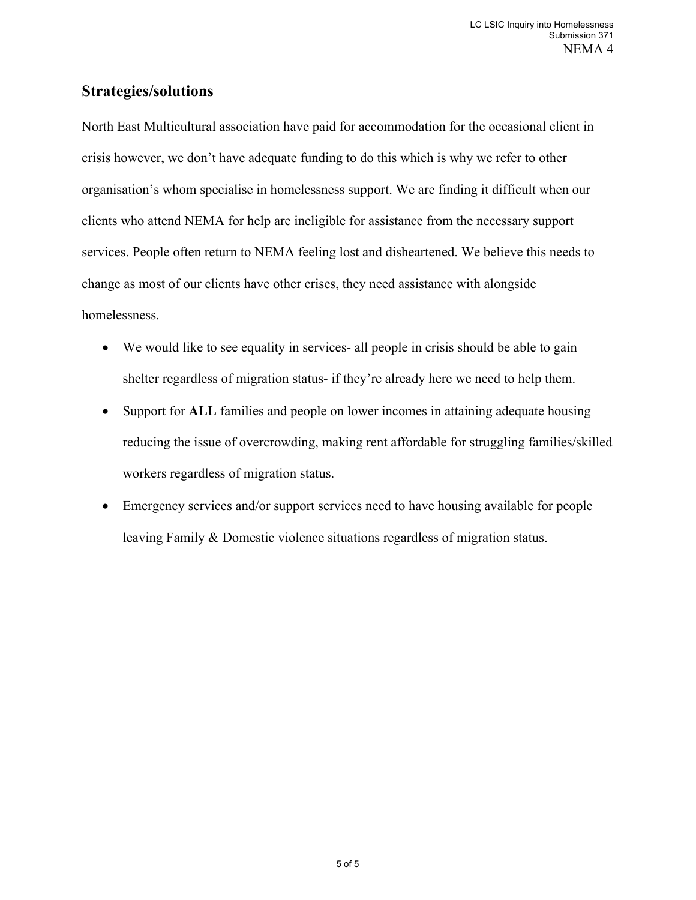## Strategies/solutions

North East Multicultural association have paid for accommodation for the occasional client in crisis however, we don’t have adequate funding to do this which is why we refer to other organisation’s whom specialise in homelessness support. We are finding it difficult when our clients who attend NEMA for help are ineligible for assistance from the necessary support services. People often return to NEMA feeling lost and disheartened. We believe this needs to change as most of our clients have other crises, they need assistance with alongside homelessness.

- We would like to see equality in services- all people in crisis should be able to gain shelter regardless of migration status- if they’re already here we need to help them.
- Support for **ALL** families and people on lower incomes in attaining adequate housing – reducing the issue of overcrowding, making rent affordable for struggling families/skilled workers regardless of migration status.
- Emergency services and/or support services need to have housing available for people leaving Family & Domestic violence situations regardless of migration status.